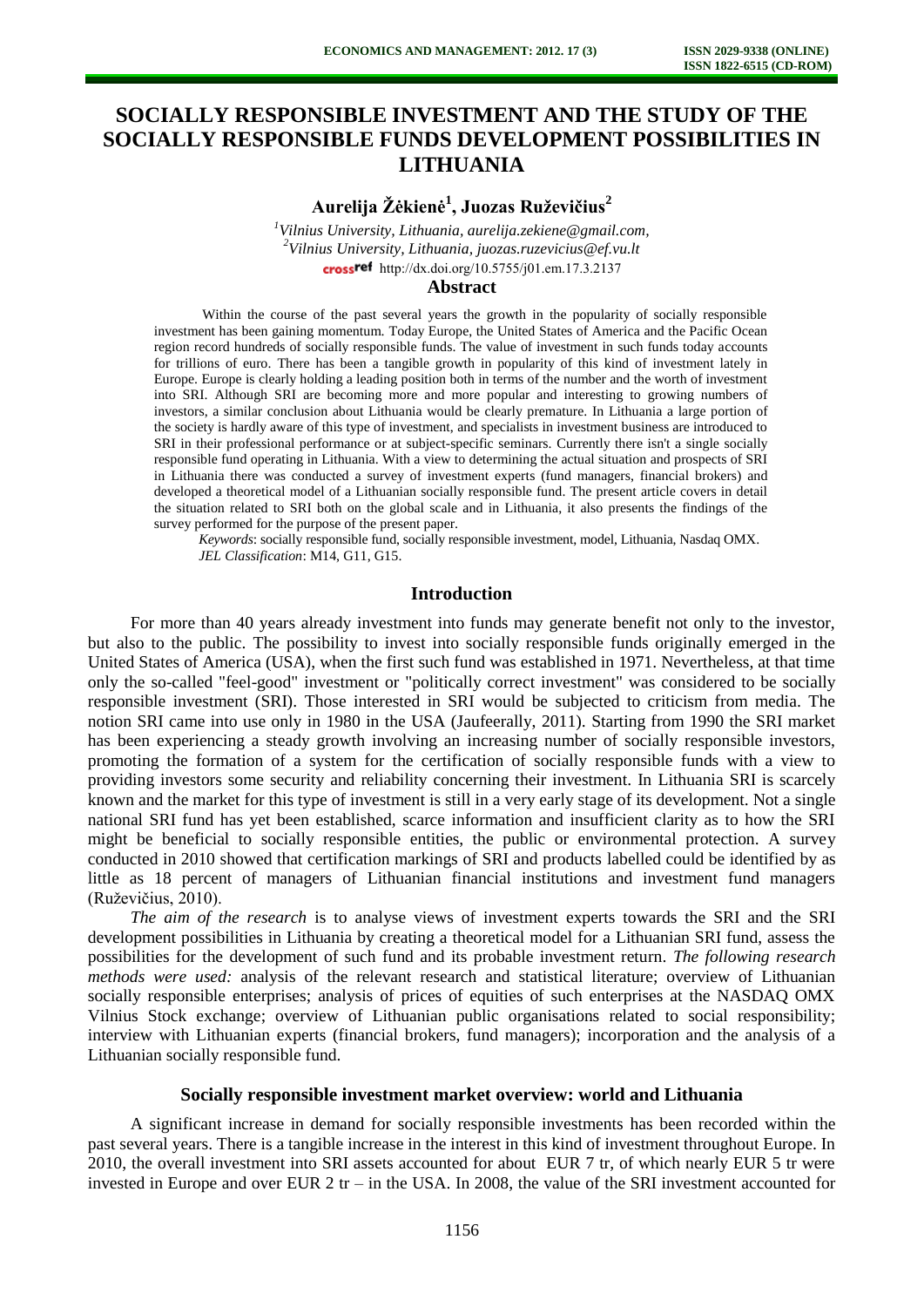# SOCIALLY RESPONSIBLE INVESTMENT AND THE STUDY OF THE SOCIALLY RESPONSIBLE FUNDS DEVELOPMENT POSSIBILITIES IN LITHUANIA

**Aurelija Žėkienė[1], Juozas Ruževičius[2]**

[1]*Vilnius University, Lithuania, aurelija.zekiene@gmail.com,*
[2]*Vilnius University, Lithuania, juozas.ruzevicius@ef.vu.lt*
http://dx.doi.org/10.5755/j01.em.17.3.2137

## Abstract

Within the course of the past several years the growth in the popularity of socially responsible investment has been gaining momentum. Today Europe, the United States of America and the Pacific Ocean region record hundreds of socially responsible funds. The value of investment in such funds today accounts for trillions of euro. There has been a tangible growth in popularity of this kind of investment lately in Europe. Europe is clearly holding a leading position both in terms of the number and the worth of investment into SRI. Although SRI are becoming more and more popular and interesting to growing numbers of investors, a similar conclusion about Lithuania would be clearly premature. In Lithuania a large portion of the society is hardly aware of this type of investment, and specialists in investment business are introduced to SRI in their professional performance or at subject-specific seminars. Currently there isn't a single socially responsible fund operating in Lithuania. With a view to determining the actual situation and prospects of SRI in Lithuania there was conducted a survey of investment experts (fund managers, financial brokers) and developed a theoretical model of a Lithuanian socially responsible fund. The present article covers in detail the situation related to SRI both on the global scale and in Lithuania, it also presents the findings of the survey performed for the purpose of the present paper.

*Keywords*: socially responsible fund, socially responsible investment, model, Lithuania, Nasdaq OMX.
*JEL Classification*: M14, G11, G15.

## Introduction

For more than 40 years already investment into funds may generate benefit not only to the investor, but also to the public. The possibility to invest into socially responsible funds originally emerged in the United States of America (USA), when the first such fund was established in 1971. Nevertheless, at that time only the so-called "feel-good" investment or "politically correct investment" was considered to be socially responsible investment (SRI). Those interested in SRI would be subjected to criticism from media. The notion SRI came into use only in 1980 in the USA (Jaufeerally, 2011). Starting from 1990 the SRI market has been experiencing a steady growth involving an increasing number of socially responsible investors, promoting the formation of a system for the certification of socially responsible funds with a view to providing investors some security and reliability concerning their investment. In Lithuania SRI is scarcely known and the market for this type of investment is still in a very early stage of its development. Not a single national SRI fund has yet been established, scarce information and insufficient clarity as to how the SRI might be beneficial to socially responsible entities, the public or environmental protection. A survey conducted in 2010 showed that certification markings of SRI and products labelled could be identified by as little as 18 percent of managers of Lithuanian financial institutions and investment fund managers (Ruževičius, 2010).

*The aim of the research* is to analyse views of investment experts towards the SRI and the SRI development possibilities in Lithuania by creating a theoretical model for a Lithuanian SRI fund, assess the possibilities for the development of such fund and its probable investment return. *The following research methods were used:* analysis of the relevant research and statistical literature; overview of Lithuanian socially responsible enterprises; analysis of prices of equities of such enterprises at the NASDAQ OMX Vilnius Stock exchange; overview of Lithuanian public organisations related to social responsibility; interview with Lithuanian experts (financial brokers, fund managers); incorporation and the analysis of a Lithuanian socially responsible fund.

### Socially responsible investment market overview: world and Lithuania

A significant increase in demand for socially responsible investments has been recorded within the past several years. There is a tangible increase in the interest in this kind of investment throughout Europe. In 2010, the overall investment into SRI assets accounted for about EUR 7 tr, of which nearly EUR 5 tr were invested in Europe and over EUR 2 tr – in the USA. In 2008, the value of the SRI investment accounted for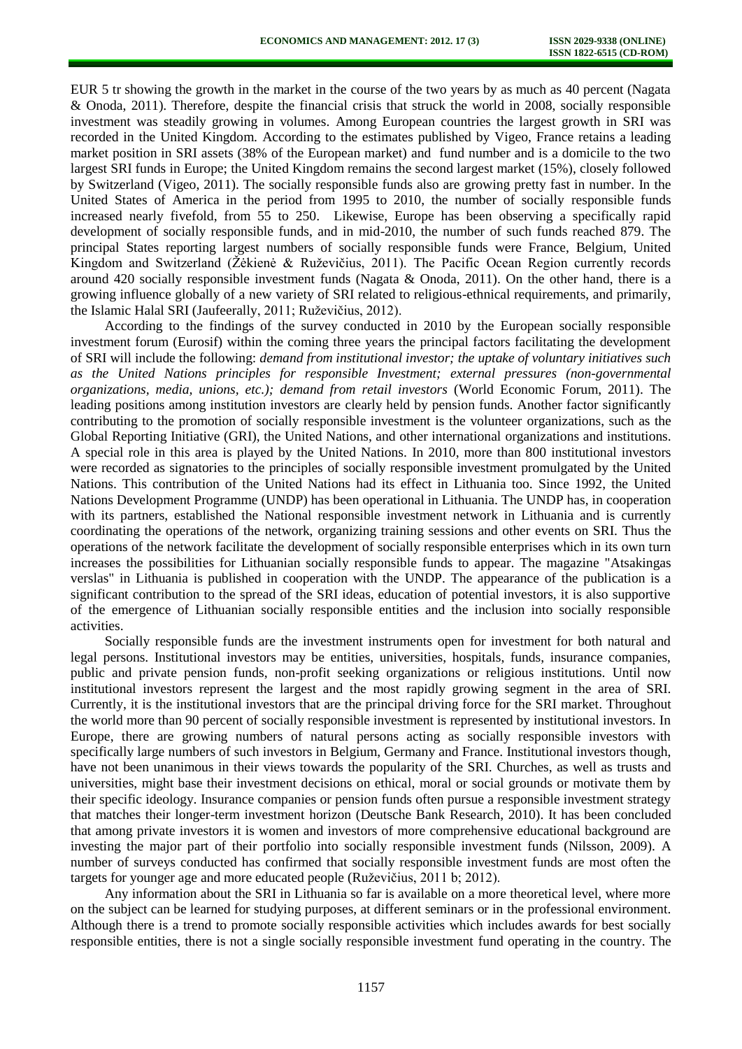EUR 5 tr showing the growth in the market in the course of the two years by as much as 40 percent (Nagata & Onoda, 2011). Therefore, despite the financial crisis that struck the world in 2008, socially responsible investment was steadily growing in volumes. Among European countries the largest growth in SRI was recorded in the United Kingdom. According to the estimates published by Vigeo, France retains a leading market position in SRI assets (38% of the European market) and fund number and is a domicile to the two largest SRI funds in Europe; the United Kingdom remains the second largest market (15%), closely followed by Switzerland (Vigeo, 2011). The socially responsible funds also are growing pretty fast in number. In the United States of America in the period from 1995 to 2010, the number of socially responsible funds increased nearly fivefold, from 55 to 250. Likewise, Europe has been observing a specifically rapid development of socially responsible funds, and in mid-2010, the number of such funds reached 879. The principal States reporting largest numbers of socially responsible funds were France, Belgium, United Kingdom and Switzerland (Žėkienė & Ruževičius, 2011). The Pacific Ocean Region currently records around 420 socially responsible investment funds (Nagata & Onoda, 2011). On the other hand, there is a growing influence globally of a new variety of SRI related to religious-ethnical requirements, and primarily, the Islamic Halal SRI (Jaufeerally, 2011; Ruževičius, 2012).

According to the findings of the survey conducted in 2010 by the European socially responsible investment forum (Eurosif) within the coming three years the principal factors facilitating the development of SRI will include the following: *demand from institutional investor; the uptake of voluntary initiatives such as the United Nations principles for responsible Investment; external pressures (non-governmental organizations, media, unions, etc.); demand from retail investors* (World Economic Forum, 2011). The leading positions among institution investors are clearly held by pension funds. Another factor significantly contributing to the promotion of socially responsible investment is the volunteer organizations, such as the Global Reporting Initiative (GRI), the United Nations, and other international organizations and institutions. A special role in this area is played by the United Nations. In 2010, more than 800 institutional investors were recorded as signatories to the principles of socially responsible investment promulgated by the United Nations. This contribution of the United Nations had its effect in Lithuania too. Since 1992, the United Nations Development Programme (UNDP) has been operational in Lithuania. The UNDP has, in cooperation with its partners, established the National responsible investment network in Lithuania and is currently coordinating the operations of the network, organizing training sessions and other events on SRI. Thus the operations of the network facilitate the development of socially responsible enterprises which in its own turn increases the possibilities for Lithuanian socially responsible funds to appear. The magazine "Atsakingas verslas" in Lithuania is published in cooperation with the UNDP. The appearance of the publication is a significant contribution to the spread of the SRI ideas, education of potential investors, it is also supportive of the emergence of Lithuanian socially responsible entities and the inclusion into socially responsible activities.

Socially responsible funds are the investment instruments open for investment for both natural and legal persons. Institutional investors may be entities, universities, hospitals, funds, insurance companies, public and private pension funds, non-profit seeking organizations or religious institutions. Until now institutional investors represent the largest and the most rapidly growing segment in the area of SRI. Currently, it is the institutional investors that are the principal driving force for the SRI market. Throughout the world more than 90 percent of socially responsible investment is represented by institutional investors. In Europe, there are growing numbers of natural persons acting as socially responsible investors with specifically large numbers of such investors in Belgium, Germany and France. Institutional investors though, have not been unanimous in their views towards the popularity of the SRI. Churches, as well as trusts and universities, might base their investment decisions on ethical, moral or social grounds or motivate them by their specific ideology. Insurance companies or pension funds often pursue a responsible investment strategy that matches their longer-term investment horizon (Deutsche Bank Research, 2010). It has been concluded that among private investors it is women and investors of more comprehensive educational background are investing the major part of their portfolio into socially responsible investment funds (Nilsson, 2009). A number of surveys conducted has confirmed that socially responsible investment funds are most often the targets for younger age and more educated people (Ruževičius, 2011 b; 2012).

Any information about the SRI in Lithuania so far is available on a more theoretical level, where more on the subject can be learned for studying purposes, at different seminars or in the professional environment. Although there is a trend to promote socially responsible activities which includes awards for best socially responsible entities, there is not a single socially responsible investment fund operating in the country. The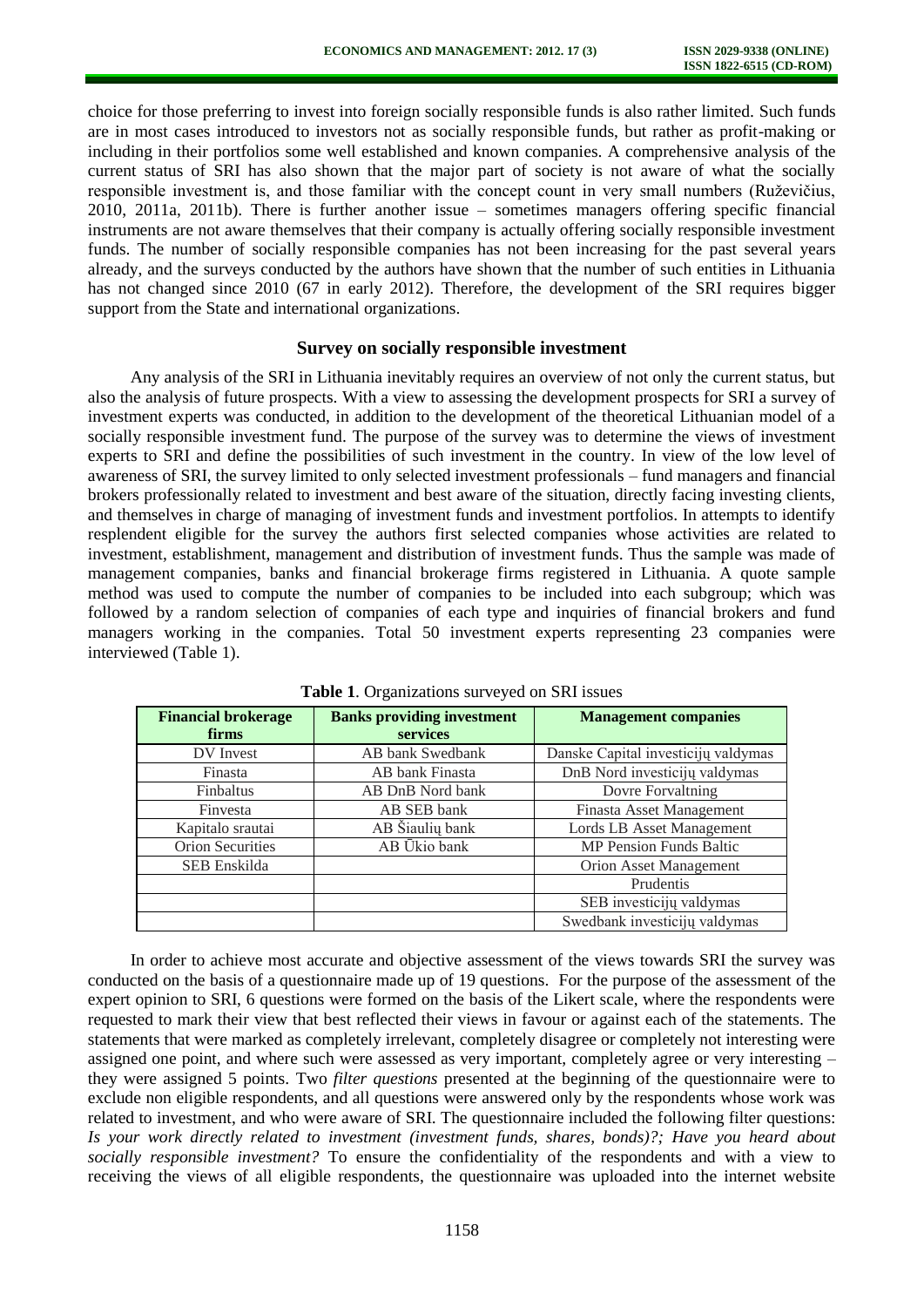choice for those preferring to invest into foreign socially responsible funds is also rather limited. Such funds are in most cases introduced to investors not as socially responsible funds, but rather as profit-making or including in their portfolios some well established and known companies. A comprehensive analysis of the current status of SRI has also shown that the major part of society is not aware of what the socially responsible investment is, and those familiar with the concept count in very small numbers (Ruževičius, 2010, 2011a, 2011b). There is further another issue – sometimes managers offering specific financial instruments are not aware themselves that their company is actually offering socially responsible investment funds. The number of socially responsible companies has not been increasing for the past several years already, and the surveys conducted by the authors have shown that the number of such entities in Lithuania has not changed since 2010 (67 in early 2012). Therefore, the development of the SRI requires bigger support from the State and international organizations.

## Survey on socially responsible investment

Any analysis of the SRI in Lithuania inevitably requires an overview of not only the current status, but also the analysis of future prospects. With a view to assessing the development prospects for SRI a survey of investment experts was conducted, in addition to the development of the theoretical Lithuanian model of a socially responsible investment fund. The purpose of the survey was to determine the views of investment experts to SRI and define the possibilities of such investment in the country. In view of the low level of awareness of SRI, the survey limited to only selected investment professionals – fund managers and financial brokers professionally related to investment and best aware of the situation, directly facing investing clients, and themselves in charge of managing of investment funds and investment portfolios. In attempts to identify resplendent eligible for the survey the authors first selected companies whose activities are related to investment, establishment, management and distribution of investment funds. Thus the sample was made of management companies, banks and financial brokerage firms registered in Lithuania. A quote sample method was used to compute the number of companies to be included into each subgroup; which was followed by a random selection of companies of each type and inquiries of financial brokers and fund managers working in the companies. Total 50 investment experts representing 23 companies were interviewed (Table 1).

**Table 1**. Organizations surveyed on SRI issues

| Financial brokerage firms | Banks providing investment services | Management companies |
|---|---|---|
| DV Invest | AB bank Swedbank | Danske Capital investicijų valdymas |
| Finasta | AB bank Finasta | DnB Nord investicijų valdymas |
| Finbaltus | AB DnB Nord bank | Dovre Forvaltning |
| Finvesta | AB SEB bank | Finasta Asset Management |
| Kapitalo srautai | AB Šiaulių bank | Lords LB Asset Management |
| Orion Securities | AB Ūkio bank | MP Pension Funds Baltic |
| SEB Enskilda | | Orion Asset Management |
| | | Prudentis |
| | | SEB investicijų valdymas |
| | | Swedbank investicijų valdymas |

In order to achieve most accurate and objective assessment of the views towards SRI the survey was conducted on the basis of a questionnaire made up of 19 questions. For the purpose of the assessment of the expert opinion to SRI, 6 questions were formed on the basis of the Likert scale, where the respondents were requested to mark their view that best reflected their views in favour or against each of the statements. The statements that were marked as completely irrelevant, completely disagree or completely not interesting were assigned one point, and where such were assessed as very important, completely agree or very interesting – they were assigned 5 points. Two *filter questions* presented at the beginning of the questionnaire were to exclude non eligible respondents, and all questions were answered only by the respondents whose work was related to investment, and who were aware of SRI. The questionnaire included the following filter questions: *Is your work directly related to investment (investment funds, shares, bonds)?; Have you heard about socially responsible investment?* To ensure the confidentiality of the respondents and with a view to receiving the views of all eligible respondents, the questionnaire was uploaded into the internet website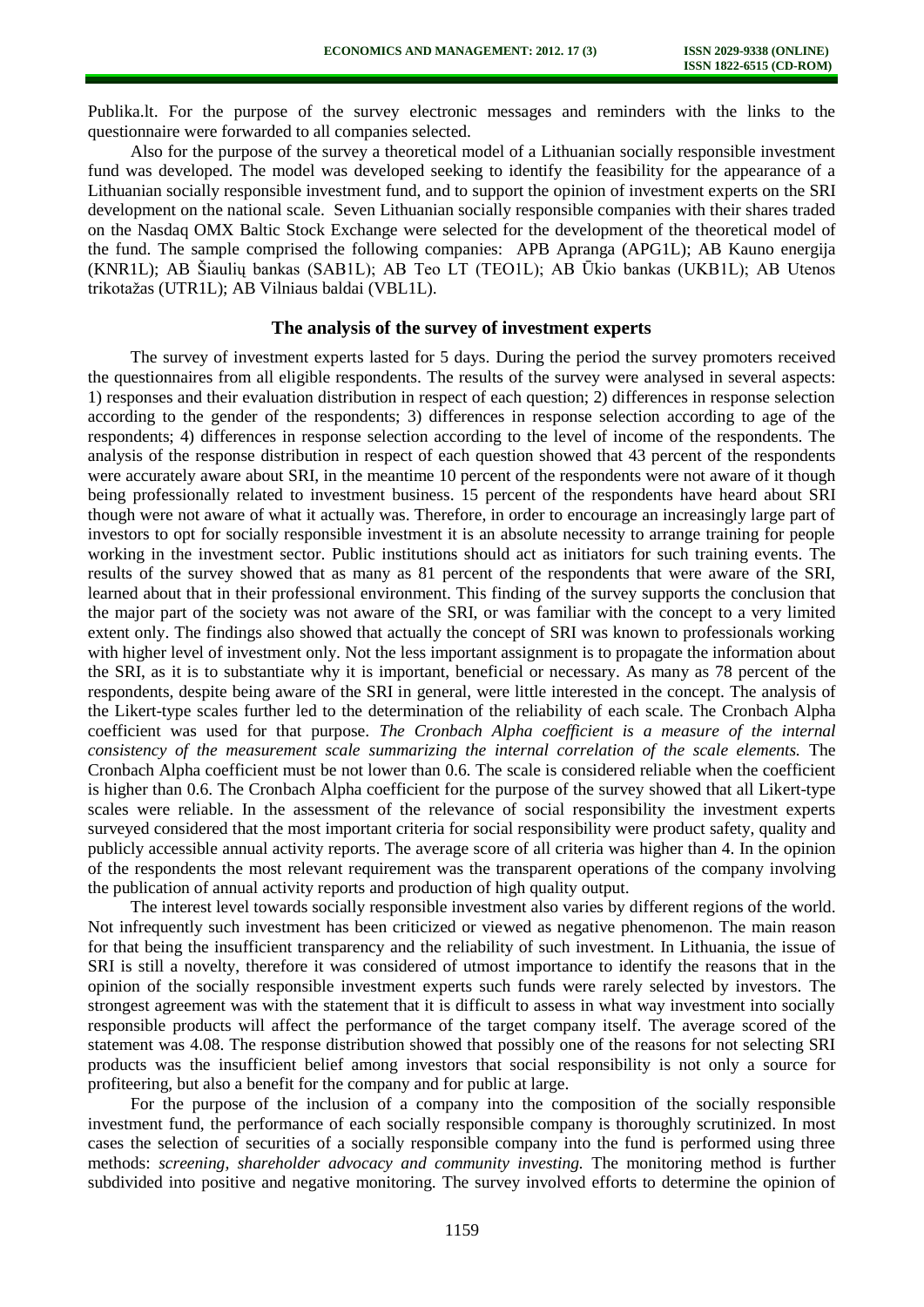Publika.lt. For the purpose of the survey electronic messages and reminders with the links to the questionnaire were forwarded to all companies selected.

Also for the purpose of the survey a theoretical model of a Lithuanian socially responsible investment fund was developed. The model was developed seeking to identify the feasibility for the appearance of a Lithuanian socially responsible investment fund, and to support the opinion of investment experts on the SRI development on the national scale. Seven Lithuanian socially responsible companies with their shares traded on the Nasdaq OMX Baltic Stock Exchange were selected for the development of the theoretical model of the fund. The sample comprised the following companies: APB Apranga (APG1L); AB Kauno energija (KNR1L); AB Šiaulių bankas (SAB1L); AB Teo LT (TEO1L); AB Ūkio bankas (UKB1L); AB Utenos trikotažas (UTR1L); AB Vilniaus baldai (VBL1L).

## The analysis of the survey of investment experts

The survey of investment experts lasted for 5 days. During the period the survey promoters received the questionnaires from all eligible respondents. The results of the survey were analysed in several aspects: 1) responses and their evaluation distribution in respect of each question; 2) differences in response selection according to the gender of the respondents; 3) differences in response selection according to age of the respondents; 4) differences in response selection according to the level of income of the respondents. The analysis of the response distribution in respect of each question showed that 43 percent of the respondents were accurately aware about SRI, in the meantime 10 percent of the respondents were not aware of it though being professionally related to investment business. 15 percent of the respondents have heard about SRI though were not aware of what it actually was. Therefore, in order to encourage an increasingly large part of investors to opt for socially responsible investment it is an absolute necessity to arrange training for people working in the investment sector. Public institutions should act as initiators for such training events. The results of the survey showed that as many as 81 percent of the respondents that were aware of the SRI, learned about that in their professional environment. This finding of the survey supports the conclusion that the major part of the society was not aware of the SRI, or was familiar with the concept to a very limited extent only. The findings also showed that actually the concept of SRI was known to professionals working with higher level of investment only. Not the less important assignment is to propagate the information about the SRI, as it is to substantiate why it is important, beneficial or necessary. As many as 78 percent of the respondents, despite being aware of the SRI in general, were little interested in the concept. The analysis of the Likert-type scales further led to the determination of the reliability of each scale. The Cronbach Alpha coefficient was used for that purpose. *The Cronbach Alpha coefficient is a measure of the internal consistency of the measurement scale summarizing the internal correlation of the scale elements.* The Cronbach Alpha coefficient must be not lower than 0.6. The scale is considered reliable when the coefficient is higher than 0.6. The Cronbach Alpha coefficient for the purpose of the survey showed that all Likert-type scales were reliable. In the assessment of the relevance of social responsibility the investment experts surveyed considered that the most important criteria for social responsibility were product safety, quality and publicly accessible annual activity reports. The average score of all criteria was higher than 4. In the opinion of the respondents the most relevant requirement was the transparent operations of the company involving the publication of annual activity reports and production of high quality output.

The interest level towards socially responsible investment also varies by different regions of the world. Not infrequently such investment has been criticized or viewed as negative phenomenon. The main reason for that being the insufficient transparency and the reliability of such investment. In Lithuania, the issue of SRI is still a novelty, therefore it was considered of utmost importance to identify the reasons that in the opinion of the socially responsible investment experts such funds were rarely selected by investors. The strongest agreement was with the statement that it is difficult to assess in what way investment into socially responsible products will affect the performance of the target company itself. The average scored of the statement was 4.08. The response distribution showed that possibly one of the reasons for not selecting SRI products was the insufficient belief among investors that social responsibility is not only a source for profiteering, but also a benefit for the company and for public at large.

For the purpose of the inclusion of a company into the composition of the socially responsible investment fund, the performance of each socially responsible company is thoroughly scrutinized. In most cases the selection of securities of a socially responsible company into the fund is performed using three methods: *screening, shareholder advocacy and community investing.* The monitoring method is further subdivided into positive and negative monitoring. The survey involved efforts to determine the opinion of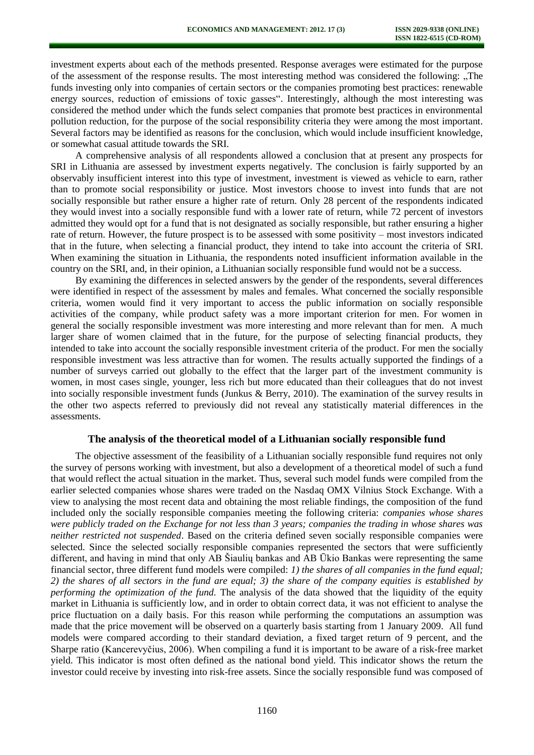investment experts about each of the methods presented. Response averages were estimated for the purpose of the assessment of the response results. The most interesting method was considered the following: „The funds investing only into companies of certain sectors or the companies promoting best practices: renewable energy sources, reduction of emissions of toxic gasses". Interestingly, although the most interesting was considered the method under which the funds select companies that promote best practices in environmental pollution reduction, for the purpose of the social responsibility criteria they were among the most important. Several factors may be identified as reasons for the conclusion, which would include insufficient knowledge, or somewhat casual attitude towards the SRI.

A comprehensive analysis of all respondents allowed a conclusion that at present any prospects for SRI in Lithuania are assessed by investment experts negatively. The conclusion is fairly supported by an observably insufficient interest into this type of investment, investment is viewed as vehicle to earn, rather than to promote social responsibility or justice. Most investors choose to invest into funds that are not socially responsible but rather ensure a higher rate of return. Only 28 percent of the respondents indicated they would invest into a socially responsible fund with a lower rate of return, while 72 percent of investors admitted they would opt for a fund that is not designated as socially responsible, but rather ensuring a higher rate of return. However, the future prospect is to be assessed with some positivity – most investors indicated that in the future, when selecting a financial product, they intend to take into account the criteria of SRI. When examining the situation in Lithuania, the respondents noted insufficient information available in the country on the SRI, and, in their opinion, a Lithuanian socially responsible fund would not be a success.

By examining the differences in selected answers by the gender of the respondents, several differences were identified in respect of the assessment by males and females. What concerned the socially responsible criteria, women would find it very important to access the public information on socially responsible activities of the company, while product safety was a more important criterion for men. For women in general the socially responsible investment was more interesting and more relevant than for men. A much larger share of women claimed that in the future, for the purpose of selecting financial products, they intended to take into account the socially responsible investment criteria of the product. For men the socially responsible investment was less attractive than for women. The results actually supported the findings of a number of surveys carried out globally to the effect that the larger part of the investment community is women, in most cases single, younger, less rich but more educated than their colleagues that do not invest into socially responsible investment funds (Junkus & Berry, 2010). The examination of the survey results in the other two aspects referred to previously did not reveal any statistically material differences in the assessments.

## The analysis of the theoretical model of a Lithuanian socially responsible fund

The objective assessment of the feasibility of a Lithuanian socially responsible fund requires not only the survey of persons working with investment, but also a development of a theoretical model of such a fund that would reflect the actual situation in the market. Thus, several such model funds were compiled from the earlier selected companies whose shares were traded on the Nasdaq OMX Vilnius Stock Exchange. With a view to analysing the most recent data and obtaining the most reliable findings, the composition of the fund included only the socially responsible companies meeting the following criteria: *companies whose shares were publicly traded on the Exchange for not less than 3 years; companies the trading in whose shares was neither restricted not suspended*. Based on the criteria defined seven socially responsible companies were selected. Since the selected socially responsible companies represented the sectors that were sufficiently different, and having in mind that only AB Šiaulių bankas and AB Ūkio Bankas were representing the same financial sector, three different fund models were compiled: *1) the shares of all companies in the fund equal; 2) the shares of all sectors in the fund are equal; 3) the share of the company equities is established by performing the optimization of the fund.* The analysis of the data showed that the liquidity of the equity market in Lithuania is sufficiently low, and in order to obtain correct data, it was not efficient to analyse the price fluctuation on a daily basis. For this reason while performing the computations an assumption was made that the price movement will be observed on a quarterly basis starting from 1 January 2009. All fund models were compared according to their standard deviation, a fixed target return of 9 percent, and the Sharpe ratio (Kancerevyčius, 2006). When compiling a fund it is important to be aware of a risk-free market yield. This indicator is most often defined as the national bond yield. This indicator shows the return the investor could receive by investing into risk-free assets. Since the socially responsible fund was composed of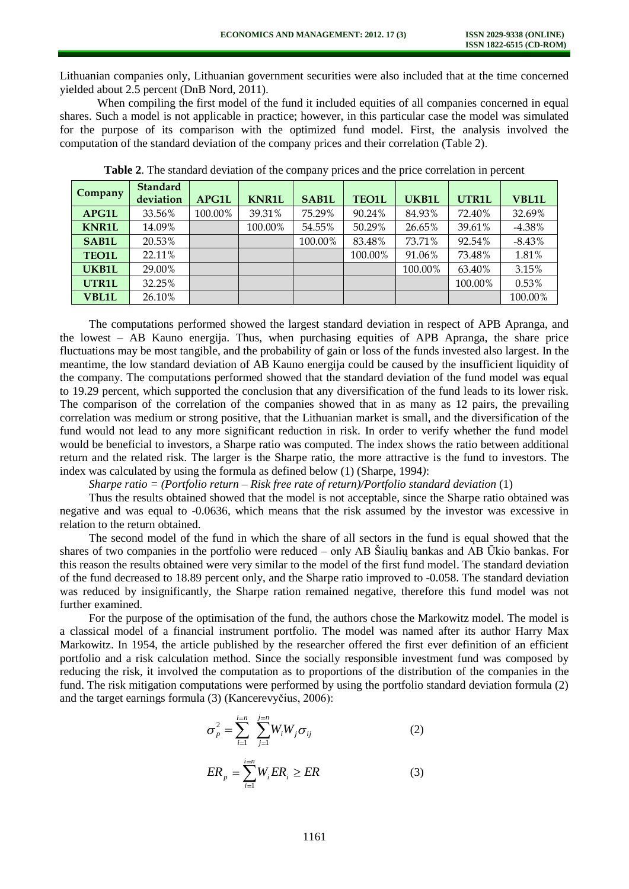Lithuanian companies only, Lithuanian government securities were also included that at the time concerned yielded about 2.5 percent (DnB Nord, 2011).

When compiling the first model of the fund it included equities of all companies concerned in equal shares. Such a model is not applicable in practice; however, in this particular case the model was simulated for the purpose of its comparison with the optimized fund model. First, the analysis involved the computation of the standard deviation of the company prices and their correlation (Table 2).

**Table 2**. The standard deviation of the company prices and the price correlation in percent

| Company | Standard deviation | APG1L | KNR1L | SAB1L | TEO1L | UKB1L | UTR1L | VBL1L |
|---|---|---|---|---|---|---|---|---|
| **APG1L** | 33.56% | 100.00% | 39.31% | 75.29% | 90.24% | 84.93% | 72.40% | 32.69% |
| **KNR1L** | 14.09% | | 100.00% | 54.55% | 50.29% | 26.65% | 39.61% | -4.38% |
| **SAB1L** | 20.53% | | | 100.00% | 83.48% | 73.71% | 92.54% | -8.43% |
| **TEO1L** | 22.11% | | | | 100.00% | 91.06% | 73.48% | 1.81% |
| **UKB1L** | 29.00% | | | | | 100.00% | 63.40% | 3.15% |
| **UTR1L** | 32.25% | | | | | | 100.00% | 0.53% |
| **VBL1L** | 26.10% | | | | | | | 100.00% |

The computations performed showed the largest standard deviation in respect of APB Apranga, and the lowest – AB Kauno energija. Thus, when purchasing equities of APB Apranga, the share price fluctuations may be most tangible, and the probability of gain or loss of the funds invested also largest. In the meantime, the low standard deviation of AB Kauno energija could be caused by the insufficient liquidity of the company. The computations performed showed that the standard deviation of the fund model was equal to 19.29 percent, which supported the conclusion that any diversification of the fund leads to its lower risk. The comparison of the correlation of the companies showed that in as many as 12 pairs, the prevailing correlation was medium or strong positive, that the Lithuanian market is small, and the diversification of the fund would not lead to any more significant reduction in risk. In order to verify whether the fund model would be beneficial to investors, a Sharpe ratio was computed. The index shows the ratio between additional return and the related risk. The larger is the Sharpe ratio, the more attractive is the fund to investors. The index was calculated by using the formula as defined below (1) (Sharpe, 1994):

*Sharpe ratio = (Portfolio return – Risk free rate of return)/Portfolio standard deviation* (1)

Thus the results obtained showed that the model is not acceptable, since the Sharpe ratio obtained was negative and was equal to -0.0636, which means that the risk assumed by the investor was excessive in relation to the return obtained.

The second model of the fund in which the share of all sectors in the fund is equal showed that the shares of two companies in the portfolio were reduced – only AB Šiaulių bankas and AB Ūkio bankas. For this reason the results obtained were very similar to the model of the first fund model. The standard deviation of the fund decreased to 18.89 percent only, and the Sharpe ratio improved to -0.058. The standard deviation was reduced by insignificantly, the Sharpe ration remained negative, therefore this fund model was not further examined.

For the purpose of the optimisation of the fund, the authors chose the Markowitz model. The model is a classical model of a financial instrument portfolio. The model was named after its author Harry Max Markowitz. In 1954, the article published by the researcher offered the first ever definition of an efficient portfolio and a risk calculation method. Since the socially responsible investment fund was composed by reducing the risk, it involved the computation as to proportions of the distribution of the companies in the fund. The risk mitigation computations were performed by using the portfolio standard deviation formula (2) and the target earnings formula (3) (Kancerevyčius, 2006):

$$\sigma_p^2 = \sum_{i=1}^{i=n} \sum_{j=1}^{j=n} W_i W_j \sigma_{ij} \qquad (2)$$

$$ER_p = \sum_{i=1}^{i=n} W_i ER_i \geq ER \qquad (3)$$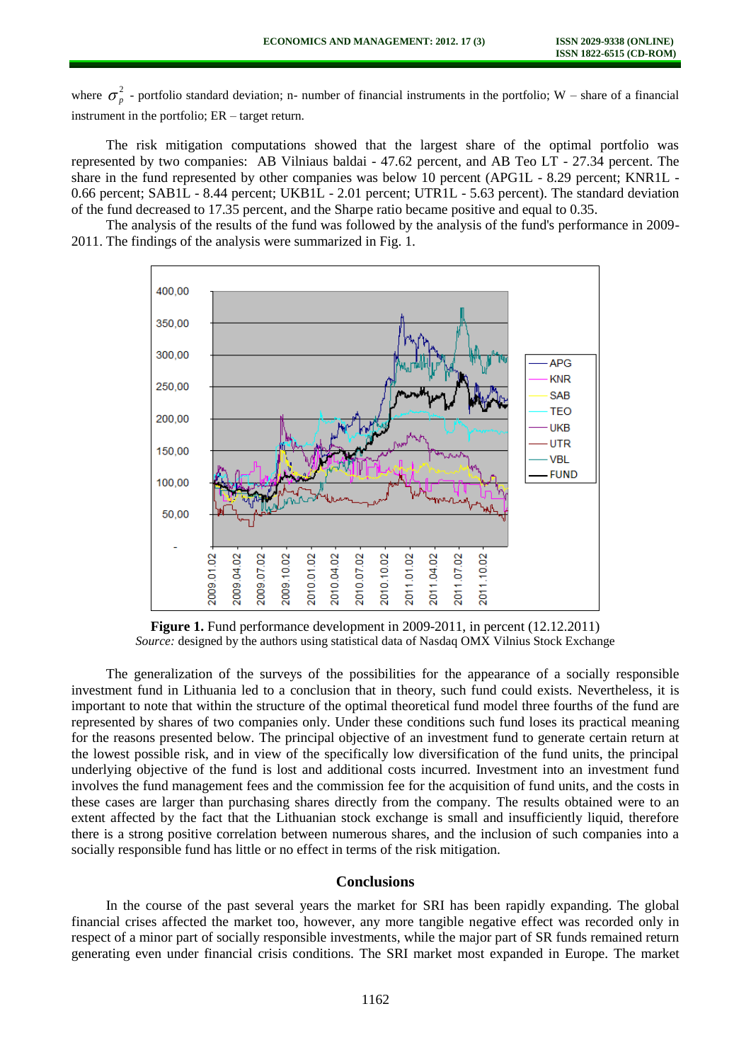where $\sigma_p^2$ - portfolio standard deviation; n- number of financial instruments in the portfolio; W – share of a financial instrument in the portfolio; ER – target return.

The risk mitigation computations showed that the largest share of the optimal portfolio was represented by two companies: AB Vilniaus baldai - 47.62 percent, and AB Teo LT - 27.34 percent. The share in the fund represented by other companies was below 10 percent (APG1L - 8.29 percent; KNR1L - 0.66 percent; SAB1L - 8.44 percent; UKB1L - 2.01 percent; UTR1L - 5.63 percent). The standard deviation of the fund decreased to 17.35 percent, and the Sharpe ratio became positive and equal to 0.35.

The analysis of the results of the fund was followed by the analysis of the fund's performance in 2009-2011. The findings of the analysis were summarized in Fig. 1.

**Figure 1.** Fund performance development in 2009-2011, in percent (12.12.2011)
*Source:* designed by the authors using statistical data of Nasdaq OMX Vilnius Stock Exchange

The generalization of the surveys of the possibilities for the appearance of a socially responsible investment fund in Lithuania led to a conclusion that in theory, such fund could exists. Nevertheless, it is important to note that within the structure of the optimal theoretical fund model three fourths of the fund are represented by shares of two companies only. Under these conditions such fund loses its practical meaning for the reasons presented below. The principal objective of an investment fund to generate certain return at the lowest possible risk, and in view of the specifically low diversification of the fund units, the principal underlying objective of the fund is lost and additional costs incurred. Investment into an investment fund involves the fund management fees and the commission fee for the acquisition of fund units, and the costs in these cases are larger than purchasing shares directly from the company. The results obtained were to an extent affected by the fact that the Lithuanian stock exchange is small and insufficiently liquid, therefore there is a strong positive correlation between numerous shares, and the inclusion of such companies into a socially responsible fund has little or no effect in terms of the risk mitigation.

## Conclusions

In the course of the past several years the market for SRI has been rapidly expanding. The global financial crises affected the market too, however, any more tangible negative effect was recorded only in respect of a minor part of socially responsible investments, while the major part of SR funds remained return generating even under financial crisis conditions. The SRI market most expanded in Europe. The market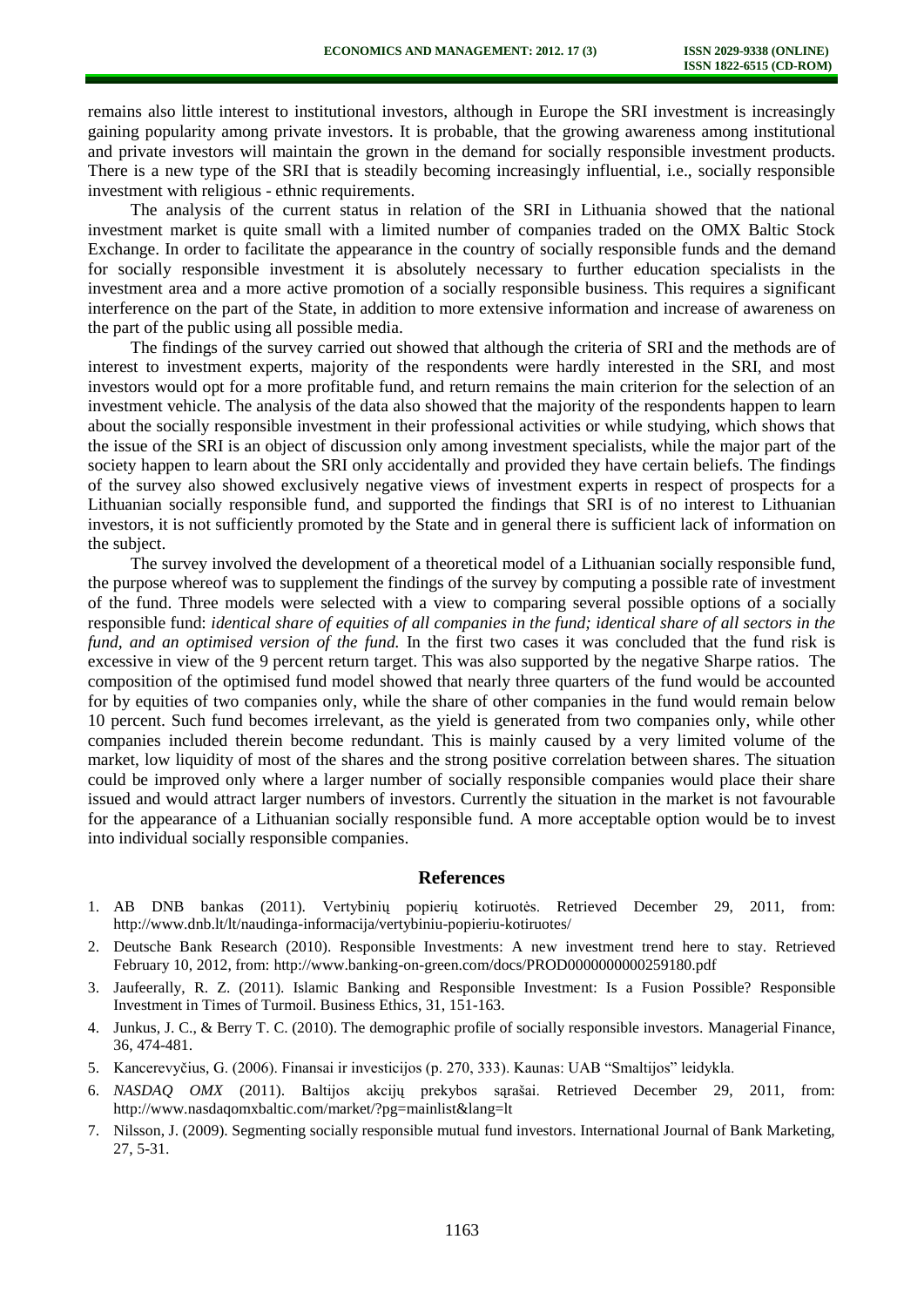remains also little interest to institutional investors, although in Europe the SRI investment is increasingly gaining popularity among private investors. It is probable, that the growing awareness among institutional and private investors will maintain the grown in the demand for socially responsible investment products. There is a new type of the SRI that is steadily becoming increasingly influential, i.e., socially responsible investment with religious - ethnic requirements.

The analysis of the current status in relation of the SRI in Lithuania showed that the national investment market is quite small with a limited number of companies traded on the OMX Baltic Stock Exchange. In order to facilitate the appearance in the country of socially responsible funds and the demand for socially responsible investment it is absolutely necessary to further education specialists in the investment area and a more active promotion of a socially responsible business. This requires a significant interference on the part of the State, in addition to more extensive information and increase of awareness on the part of the public using all possible media.

The findings of the survey carried out showed that although the criteria of SRI and the methods are of interest to investment experts, majority of the respondents were hardly interested in the SRI, and most investors would opt for a more profitable fund, and return remains the main criterion for the selection of an investment vehicle. The analysis of the data also showed that the majority of the respondents happen to learn about the socially responsible investment in their professional activities or while studying, which shows that the issue of the SRI is an object of discussion only among investment specialists, while the major part of the society happen to learn about the SRI only accidentally and provided they have certain beliefs. The findings of the survey also showed exclusively negative views of investment experts in respect of prospects for a Lithuanian socially responsible fund, and supported the findings that SRI is of no interest to Lithuanian investors, it is not sufficiently promoted by the State and in general there is sufficient lack of information on the subject.

The survey involved the development of a theoretical model of a Lithuanian socially responsible fund, the purpose whereof was to supplement the findings of the survey by computing a possible rate of investment of the fund. Three models were selected with a view to comparing several possible options of a socially responsible fund: *identical share of equities of all companies in the fund; identical share of all sectors in the fund, and an optimised version of the fund.* In the first two cases it was concluded that the fund risk is excessive in view of the 9 percent return target. This was also supported by the negative Sharpe ratios. The composition of the optimised fund model showed that nearly three quarters of the fund would be accounted for by equities of two companies only, while the share of other companies in the fund would remain below 10 percent. Such fund becomes irrelevant, as the yield is generated from two companies only, while other companies included therein become redundant. This is mainly caused by a very limited volume of the market, low liquidity of most of the shares and the strong positive correlation between shares. The situation could be improved only where a larger number of socially responsible companies would place their share issued and would attract larger numbers of investors. Currently the situation in the market is not favourable for the appearance of a Lithuanian socially responsible fund. A more acceptable option would be to invest into individual socially responsible companies.

## References

1. AB DNB bankas (2011). Vertybinių popierių kotiruotės. Retrieved December 29, 2011, from: http://www.dnb.lt/lt/naudinga-informacija/vertybiniu-popieriu-kotiruotes/
2. Deutsche Bank Research (2010). Responsible Investments: A new investment trend here to stay. Retrieved February 10, 2012, from: http://www.banking-on-green.com/docs/PROD0000000000259180.pdf
3. Jaufeerally, R. Z. (2011). Islamic Banking and Responsible Investment: Is a Fusion Possible? Responsible Investment in Times of Turmoil. Business Ethics, 31, 151-163.
4. Junkus, J. C., & Berry T. C. (2010). The demographic profile of socially responsible investors. Managerial Finance, 36, 474-481.
5. Kancerevyčius, G. (2006). Finansai ir investicijos (p. 270, 333). Kaunas: UAB "Smaltijos" leidykla.
6. *NASDAQ OMX* (2011). Baltijos akcijų prekybos sąrašai. Retrieved December 29, 2011, from: http://www.nasdaqomxbaltic.com/market/?pg=mainlist&lang=lt
7. Nilsson, J. (2009). Segmenting socially responsible mutual fund investors. International Journal of Bank Marketing, 27, 5-31.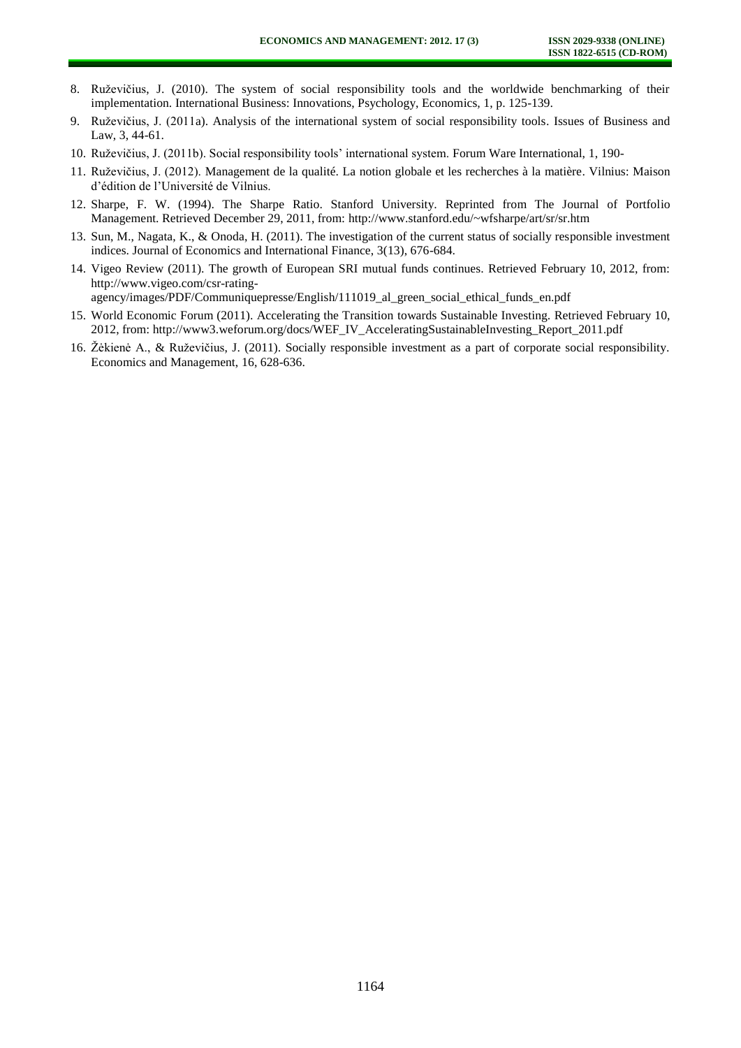8. Ruževičius, J. (2010). The system of social responsibility tools and the worldwide benchmarking of their implementation. International Business: Innovations, Psychology, Economics, 1, p. 125-139.
9. Ruževičius, J. (2011a). Analysis of the international system of social responsibility tools. Issues of Business and Law, 3, 44-61.
10. Ruževičius, J. (2011b). Social responsibility tools' international system. Forum Ware International, 1, 190-
11. Ruževičius, J. (2012). Management de la qualité. La notion globale et les recherches à la matière. Vilnius: Maison d'édition de l'Université de Vilnius.
12. Sharpe, F. W. (1994). The Sharpe Ratio. Stanford University. Reprinted from The Journal of Portfolio Management. Retrieved December 29, 2011, from: http://www.stanford.edu/~wfsharpe/art/sr/sr.htm
13. Sun, M., Nagata, K., & Onoda, H. (2011). The investigation of the current status of socially responsible investment indices. Journal of Economics and International Finance, 3(13), 676-684.
14. Vigeo Review (2011). The growth of European SRI mutual funds continues. Retrieved February 10, 2012, from: http://www.vigeo.com/csr-rating-agency/images/PDF/Communiquepresse/English/111019_al_green_social_ethical_funds_en.pdf
15. World Economic Forum (2011). Accelerating the Transition towards Sustainable Investing. Retrieved February 10, 2012, from: http://www3.weforum.org/docs/WEF_IV_AcceleratingSustainableInvesting_Report_2011.pdf
16. Žėkienė A., & Ruževičius, J. (2011). Socially responsible investment as a part of corporate social responsibility. Economics and Management, 16, 628-636.